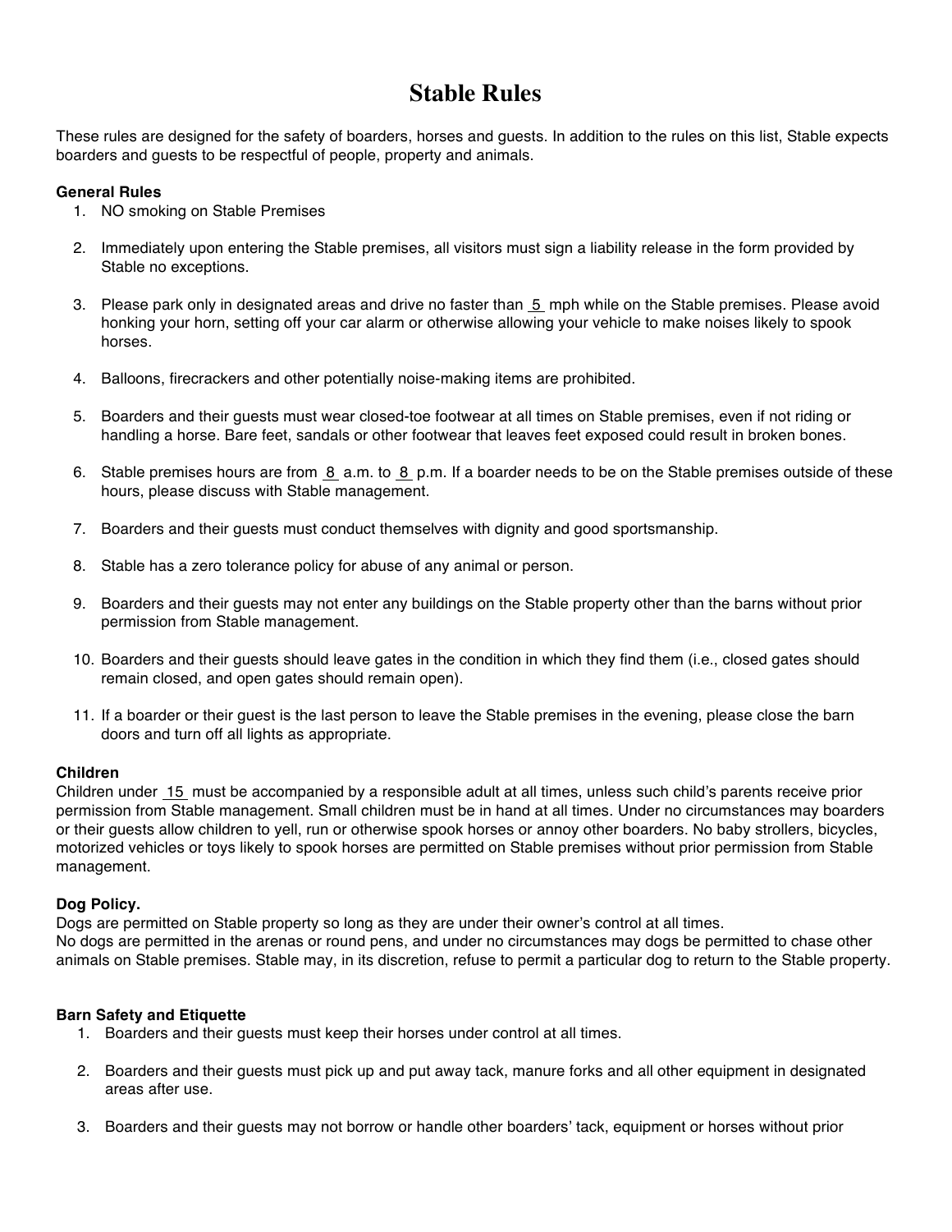# Stable Rules

These rules are designed for the safety of boarders, horses and guests. In addition to the rules on this list, Stable expects boarders and guests to be respectful of people, property and animals.

**General Rules**

1. NO smoking on Stable Premises
2. Immediately upon entering the Stable premises, all visitors must sign a liability release in the form provided by Stable no exceptions.
3. Please park only in designated areas and drive no faster than 5 mph while on the Stable premises. Please avoid honking your horn, setting off your car alarm or otherwise allowing your vehicle to make noises likely to spook horses.
4. Balloons, firecrackers and other potentially noise-making items are prohibited.
5. Boarders and their guests must wear closed-toe footwear at all times on Stable premises, even if not riding or handling a horse. Bare feet, sandals or other footwear that leaves feet exposed could result in broken bones.
6. Stable premises hours are from 8 a.m. to 8 p.m. If a boarder needs to be on the Stable premises outside of these hours, please discuss with Stable management.
7. Boarders and their guests must conduct themselves with dignity and good sportsmanship.
8. Stable has a zero tolerance policy for abuse of any animal or person.
9. Boarders and their guests may not enter any buildings on the Stable property other than the barns without prior permission from Stable management.
10. Boarders and their guests should leave gates in the condition in which they find them (i.e., closed gates should remain closed, and open gates should remain open).
11. If a boarder or their guest is the last person to leave the Stable premises in the evening, please close the barn doors and turn off all lights as appropriate.

**Children**

Children under 15 must be accompanied by a responsible adult at all times, unless such child's parents receive prior permission from Stable management. Small children must be in hand at all times. Under no circumstances may boarders or their guests allow children to yell, run or otherwise spook horses or annoy other boarders. No baby strollers, bicycles, motorized vehicles or toys likely to spook horses are permitted on Stable premises without prior permission from Stable management.

**Dog Policy.**

Dogs are permitted on Stable property so long as they are under their owner's control at all times.
No dogs are permitted in the arenas or round pens, and under no circumstances may dogs be permitted to chase other animals on Stable premises. Stable may, in its discretion, refuse to permit a particular dog to return to the Stable property.

**Barn Safety and Etiquette**

1. Boarders and their guests must keep their horses under control at all times.
2. Boarders and their guests must pick up and put away tack, manure forks and all other equipment in designated areas after use.
3. Boarders and their guests may not borrow or handle other boarders' tack, equipment or horses without prior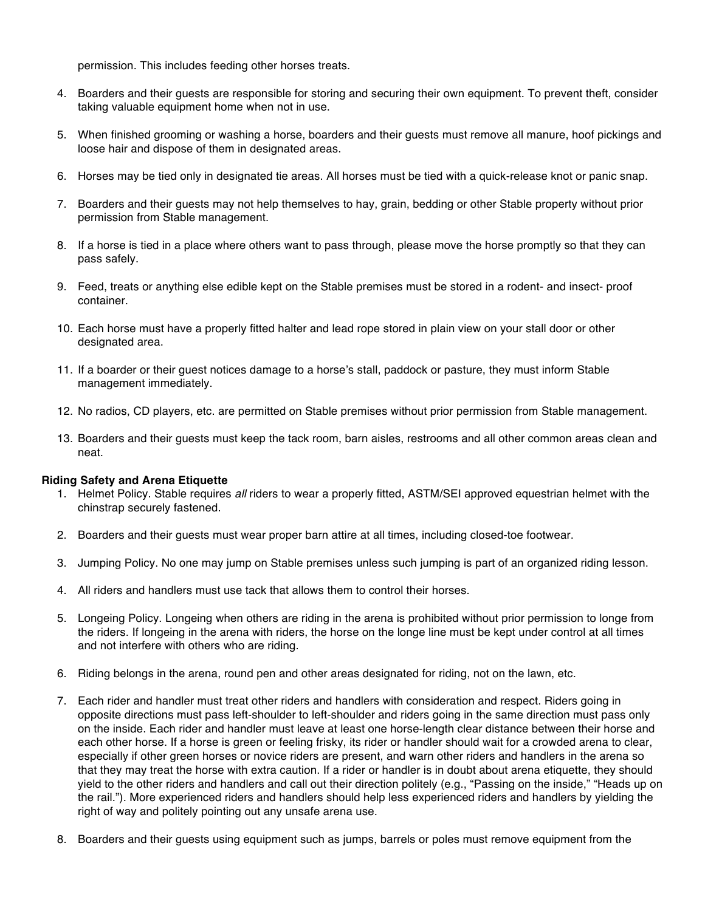permission. This includes feeding other horses treats.

4. Boarders and their guests are responsible for storing and securing their own equipment. To prevent theft, consider taking valuable equipment home when not in use.

5. When finished grooming or washing a horse, boarders and their guests must remove all manure, hoof pickings and loose hair and dispose of them in designated areas.

6. Horses may be tied only in designated tie areas. All horses must be tied with a quick-release knot or panic snap.

7. Boarders and their guests may not help themselves to hay, grain, bedding or other Stable property without prior permission from Stable management.

8. If a horse is tied in a place where others want to pass through, please move the horse promptly so that they can pass safely.

9. Feed, treats or anything else edible kept on the Stable premises must be stored in a rodent- and insect- proof container.

10. Each horse must have a properly fitted halter and lead rope stored in plain view on your stall door or other designated area.

11. If a boarder or their guest notices damage to a horse's stall, paddock or pasture, they must inform Stable management immediately.

12. No radios, CD players, etc. are permitted on Stable premises without prior permission from Stable management.

13. Boarders and their guests must keep the tack room, barn aisles, restrooms and all other common areas clean and neat.

**Riding Safety and Arena Etiquette**

1. Helmet Policy. Stable requires *all* riders to wear a properly fitted, ASTM/SEI approved equestrian helmet with the chinstrap securely fastened.

2. Boarders and their guests must wear proper barn attire at all times, including closed-toe footwear.

3. Jumping Policy. No one may jump on Stable premises unless such jumping is part of an organized riding lesson.

4. All riders and handlers must use tack that allows them to control their horses.

5. Longeing Policy. Longeing when others are riding in the arena is prohibited without prior permission to longe from the riders. If longeing in the arena with riders, the horse on the longe line must be kept under control at all times and not interfere with others who are riding.

6. Riding belongs in the arena, round pen and other areas designated for riding, not on the lawn, etc.

7. Each rider and handler must treat other riders and handlers with consideration and respect. Riders going in opposite directions must pass left-shoulder to left-shoulder and riders going in the same direction must pass only on the inside. Each rider and handler must leave at least one horse-length clear distance between their horse and each other horse. If a horse is green or feeling frisky, its rider or handler should wait for a crowded arena to clear, especially if other green horses or novice riders are present, and warn other riders and handlers in the arena so that they may treat the horse with extra caution. If a rider or handler is in doubt about arena etiquette, they should yield to the other riders and handlers and call out their direction politely (e.g., "Passing on the inside," "Heads up on the rail."). More experienced riders and handlers should help less experienced riders and handlers by yielding the right of way and politely pointing out any unsafe arena use.

8. Boarders and their guests using equipment such as jumps, barrels or poles must remove equipment from the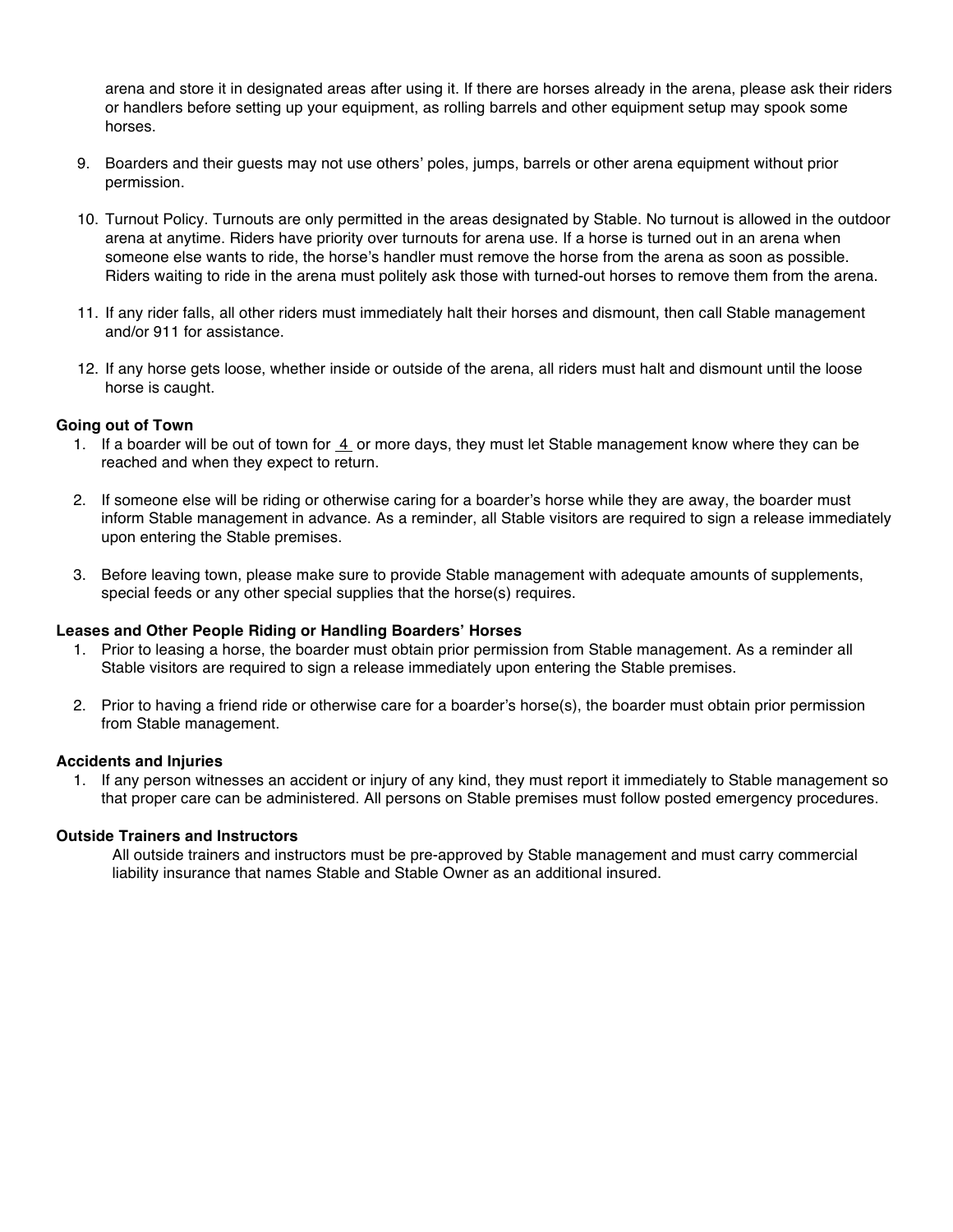arena and store it in designated areas after using it. If there are horses already in the arena, please ask their riders or handlers before setting up your equipment, as rolling barrels and other equipment setup may spook some horses.

9. Boarders and their guests may not use others' poles, jumps, barrels or other arena equipment without prior permission.

10. Turnout Policy. Turnouts are only permitted in the areas designated by Stable. No turnout is allowed in the outdoor arena at anytime. Riders have priority over turnouts for arena use. If a horse is turned out in an arena when someone else wants to ride, the horse's handler must remove the horse from the arena as soon as possible. Riders waiting to ride in the arena must politely ask those with turned-out horses to remove them from the arena.

11. If any rider falls, all other riders must immediately halt their horses and dismount, then call Stable management and/or 911 for assistance.

12. If any horse gets loose, whether inside or outside of the arena, all riders must halt and dismount until the loose horse is caught.

**Going out of Town**

1. If a boarder will be out of town for 4 or more days, they must let Stable management know where they can be reached and when they expect to return.

2. If someone else will be riding or otherwise caring for a boarder's horse while they are away, the boarder must inform Stable management in advance. As a reminder, all Stable visitors are required to sign a release immediately upon entering the Stable premises.

3. Before leaving town, please make sure to provide Stable management with adequate amounts of supplements, special feeds or any other special supplies that the horse(s) requires.

**Leases and Other People Riding or Handling Boarders' Horses**

1. Prior to leasing a horse, the boarder must obtain prior permission from Stable management. As a reminder all Stable visitors are required to sign a release immediately upon entering the Stable premises.

2. Prior to having a friend ride or otherwise care for a boarder's horse(s), the boarder must obtain prior permission from Stable management.

**Accidents and Injuries**

1. If any person witnesses an accident or injury of any kind, they must report it immediately to Stable management so that proper care can be administered. All persons on Stable premises must follow posted emergency procedures.

**Outside Trainers and Instructors**

All outside trainers and instructors must be pre-approved by Stable management and must carry commercial liability insurance that names Stable and Stable Owner as an additional insured.